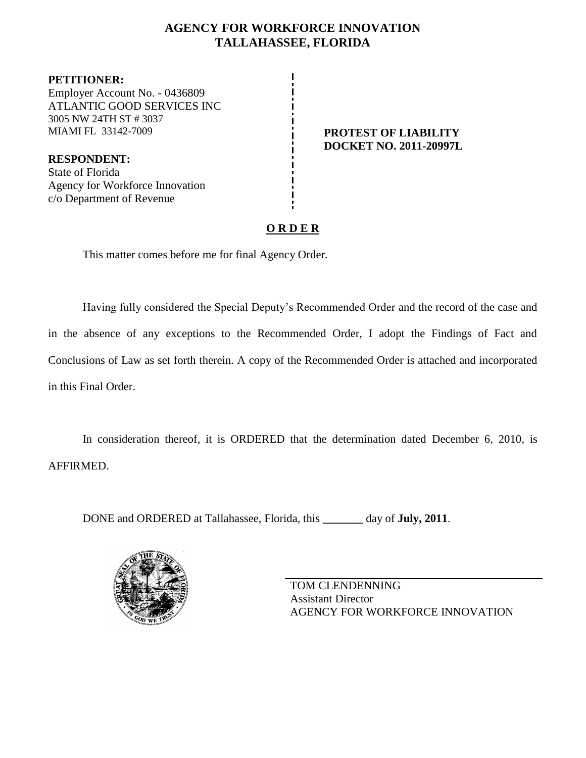# AGENCY FOR WORKFORCE INNOVATION
## TALLAHASSEE, FLORIDA

**PETITIONER:**
Employer Account No. - 0436809
ATLANTIC GOOD SERVICES INC
3005 NW 24TH ST # 3037
MIAMI FL 33142-7009

**RESPONDENT:**
State of Florida
Agency for Workforce Innovation
c/o Department of Revenue

**PROTEST OF LIABILITY**
**DOCKET NO. 2011-20997L**

**O R D E R**

This matter comes before me for final Agency Order.

Having fully considered the Special Deputy's Recommended Order and the record of the case and in the absence of any exceptions to the Recommended Order, I adopt the Findings of Fact and Conclusions of Law as set forth therein. A copy of the Recommended Order is attached and incorporated in this Final Order.

In consideration thereof, it is ORDERED that the determination dated December 6, 2010, is AFFIRMED.

DONE and ORDERED at Tallahassee, Florida, this _______ day of **July, 2011**.

TOM CLENDENNING
Assistant Director
AGENCY FOR WORKFORCE INNOVATION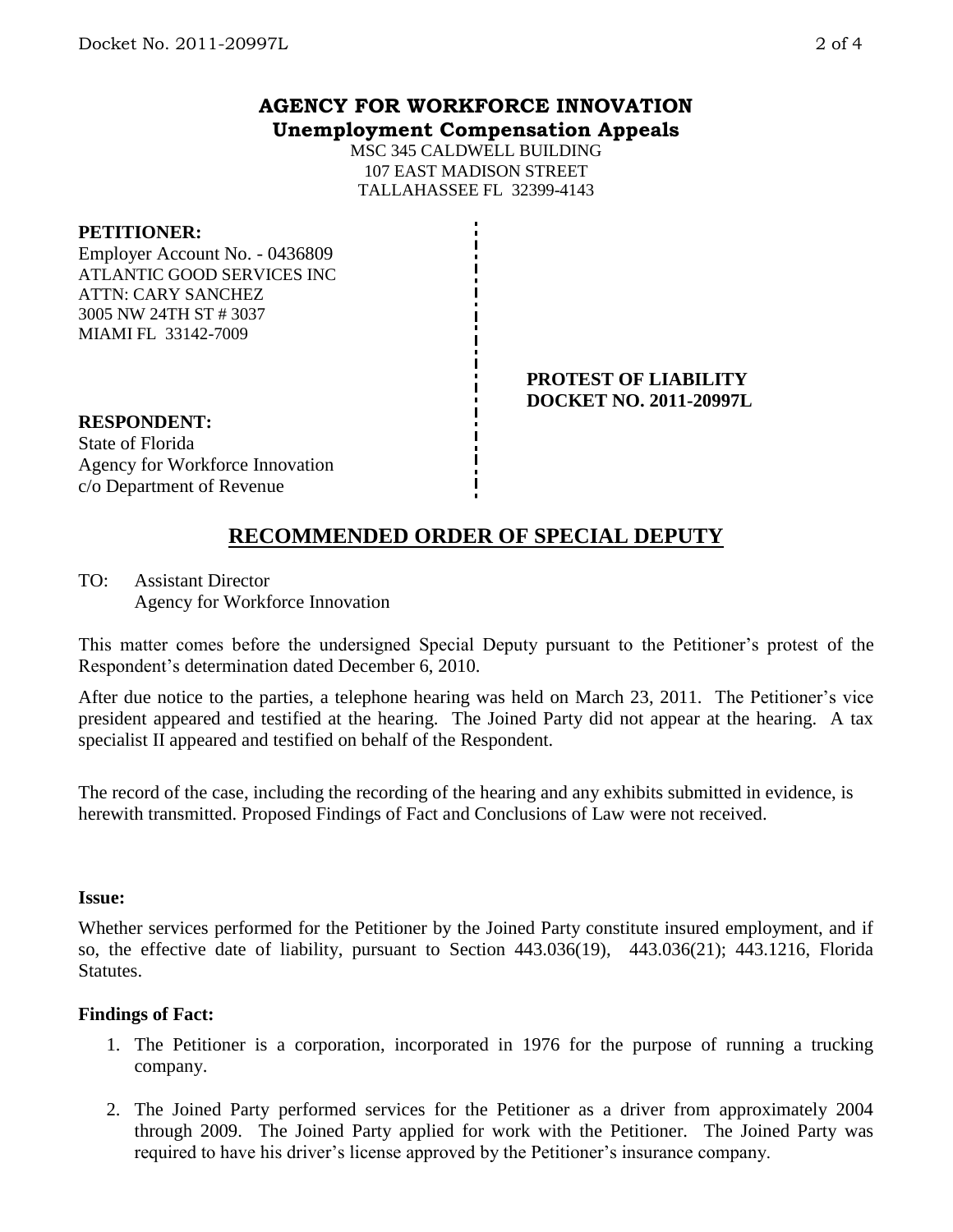# AGENCY FOR WORKFORCE INNOVATION
## Unemployment Compensation Appeals

MSC 345 CALDWELL BUILDING
107 EAST MADISON STREET
TALLAHASSEE FL 32399-4143

**PETITIONER:**
Employer Account No. - 0436809
ATLANTIC GOOD SERVICES INC
ATTN: CARY SANCHEZ
3005 NW 24TH ST # 3037
MIAMI FL 33142-7009

**PROTEST OF LIABILITY**
**DOCKET NO. 2011-20997L**

**RESPONDENT:**
State of Florida
Agency for Workforce Innovation
c/o Department of Revenue

## RECOMMENDED ORDER OF SPECIAL DEPUTY

TO: Assistant Director
Agency for Workforce Innovation

This matter comes before the undersigned Special Deputy pursuant to the Petitioner's protest of the Respondent's determination dated December 6, 2010.

After due notice to the parties, a telephone hearing was held on March 23, 2011. The Petitioner's vice president appeared and testified at the hearing. The Joined Party did not appear at the hearing. A tax specialist II appeared and testified on behalf of the Respondent.

The record of the case, including the recording of the hearing and any exhibits submitted in evidence, is herewith transmitted. Proposed Findings of Fact and Conclusions of Law were not received.

**Issue:**

Whether services performed for the Petitioner by the Joined Party constitute insured employment, and if so, the effective date of liability, pursuant to Section 443.036(19), 443.036(21); 443.1216, Florida Statutes.

**Findings of Fact:**

1. The Petitioner is a corporation, incorporated in 1976 for the purpose of running a trucking company.

2. The Joined Party performed services for the Petitioner as a driver from approximately 2004 through 2009. The Joined Party applied for work with the Petitioner. The Joined Party was required to have his driver's license approved by the Petitioner's insurance company.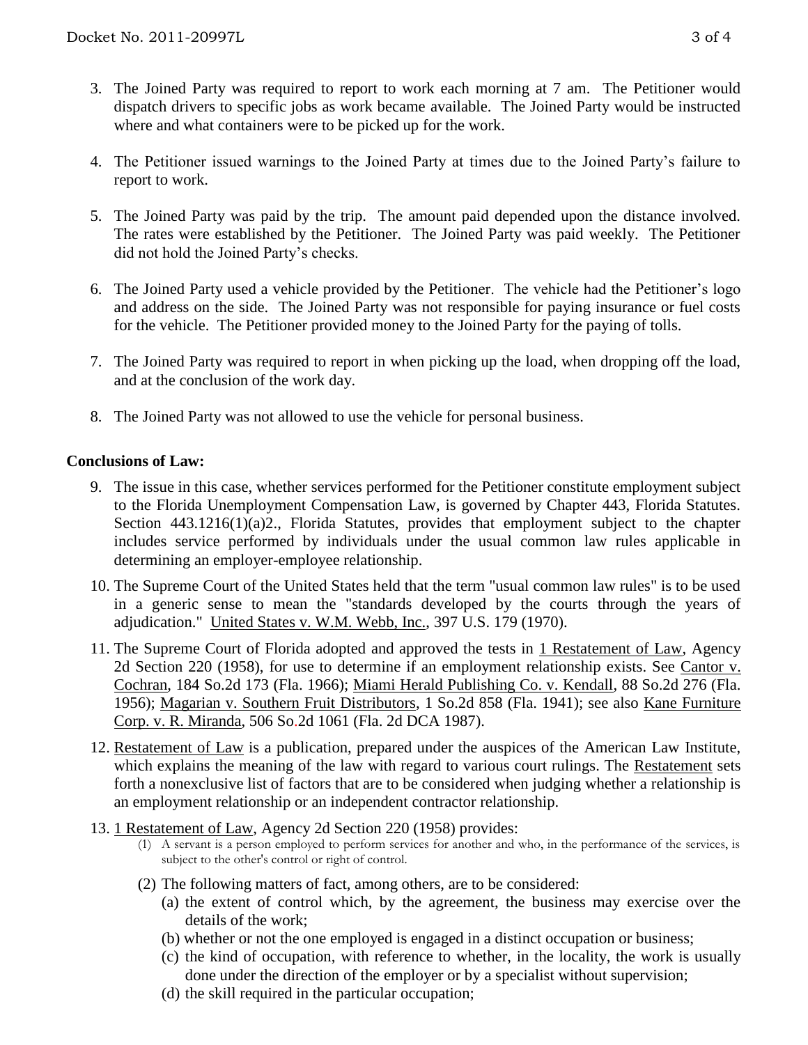3. The Joined Party was required to report to work each morning at 7 am. The Petitioner would dispatch drivers to specific jobs as work became available. The Joined Party would be instructed where and what containers were to be picked up for the work.

4. The Petitioner issued warnings to the Joined Party at times due to the Joined Party's failure to report to work.

5. The Joined Party was paid by the trip. The amount paid depended upon the distance involved. The rates were established by the Petitioner. The Joined Party was paid weekly. The Petitioner did not hold the Joined Party's checks.

6. The Joined Party used a vehicle provided by the Petitioner. The vehicle had the Petitioner's logo and address on the side. The Joined Party was not responsible for paying insurance or fuel costs for the vehicle. The Petitioner provided money to the Joined Party for the paying of tolls.

7. The Joined Party was required to report in when picking up the load, when dropping off the load, and at the conclusion of the work day.

8. The Joined Party was not allowed to use the vehicle for personal business.

**Conclusions of Law:**

9. The issue in this case, whether services performed for the Petitioner constitute employment subject to the Florida Unemployment Compensation Law, is governed by Chapter 443, Florida Statutes. Section 443.1216(1)(a)2., Florida Statutes, provides that employment subject to the chapter includes service performed by individuals under the usual common law rules applicable in determining an employer-employee relationship.

10. The Supreme Court of the United States held that the term "usual common law rules" is to be used in a generic sense to mean the "standards developed by the courts through the years of adjudication." United States v. W.M. Webb, Inc., 397 U.S. 179 (1970).

11. The Supreme Court of Florida adopted and approved the tests in 1 Restatement of Law, Agency 2d Section 220 (1958), for use to determine if an employment relationship exists. See Cantor v. Cochran, 184 So.2d 173 (Fla. 1966); Miami Herald Publishing Co. v. Kendall, 88 So.2d 276 (Fla. 1956); Magarian v. Southern Fruit Distributors, 1 So.2d 858 (Fla. 1941); see also Kane Furniture Corp. v. R. Miranda, 506 So.2d 1061 (Fla. 2d DCA 1987).

12. Restatement of Law is a publication, prepared under the auspices of the American Law Institute, which explains the meaning of the law with regard to various court rulings. The Restatement sets forth a nonexclusive list of factors that are to be considered when judging whether a relationship is an employment relationship or an independent contractor relationship.

13. 1 Restatement of Law, Agency 2d Section 220 (1958) provides:
    (1) A servant is a person employed to perform services for another and who, in the performance of the services, is subject to the other's control or right of control.
    (2) The following matters of fact, among others, are to be considered:
        (a) the extent of control which, by the agreement, the business may exercise over the details of the work;
        (b) whether or not the one employed is engaged in a distinct occupation or business;
        (c) the kind of occupation, with reference to whether, in the locality, the work is usually done under the direction of the employer or by a specialist without supervision;
        (d) the skill required in the particular occupation;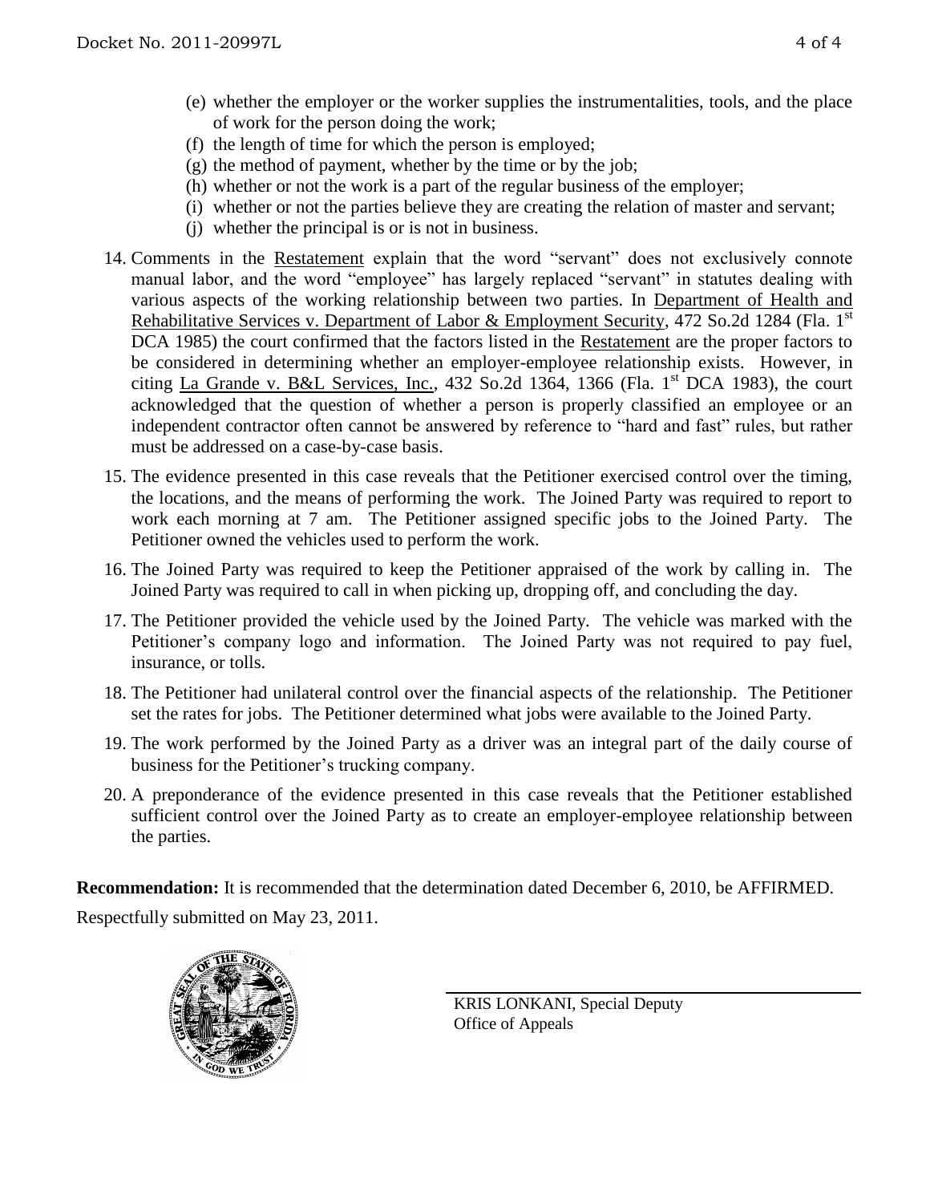(e) whether the employer or the worker supplies the instrumentalities, tools, and the place of work for the person doing the work;
(f) the length of time for which the person is employed;
(g) the method of payment, whether by the time or by the job;
(h) whether or not the work is a part of the regular business of the employer;
(i) whether or not the parties believe they are creating the relation of master and servant;
(j) whether the principal is or is not in business.

14. Comments in the Restatement explain that the word "servant" does not exclusively connote manual labor, and the word "employee" has largely replaced "servant" in statutes dealing with various aspects of the working relationship between two parties. In Department of Health and Rehabilitative Services v. Department of Labor & Employment Security, 472 So.2d 1284 (Fla. 1st DCA 1985) the court confirmed that the factors listed in the Restatement are the proper factors to be considered in determining whether an employer-employee relationship exists. However, in citing La Grande v. B&L Services, Inc., 432 So.2d 1364, 1366 (Fla. 1st DCA 1983), the court acknowledged that the question of whether a person is properly classified an employee or an independent contractor often cannot be answered by reference to "hard and fast" rules, but rather must be addressed on a case-by-case basis.

15. The evidence presented in this case reveals that the Petitioner exercised control over the timing, the locations, and the means of performing the work. The Joined Party was required to report to work each morning at 7 am. The Petitioner assigned specific jobs to the Joined Party. The Petitioner owned the vehicles used to perform the work.

16. The Joined Party was required to keep the Petitioner appraised of the work by calling in. The Joined Party was required to call in when picking up, dropping off, and concluding the day.

17. The Petitioner provided the vehicle used by the Joined Party. The vehicle was marked with the Petitioner's company logo and information. The Joined Party was not required to pay fuel, insurance, or tolls.

18. The Petitioner had unilateral control over the financial aspects of the relationship. The Petitioner set the rates for jobs. The Petitioner determined what jobs were available to the Joined Party.

19. The work performed by the Joined Party as a driver was an integral part of the daily course of business for the Petitioner's trucking company.

20. A preponderance of the evidence presented in this case reveals that the Petitioner established sufficient control over the Joined Party as to create an employer-employee relationship between the parties.

**Recommendation:** It is recommended that the determination dated December 6, 2010, be AFFIRMED.

Respectfully submitted on May 23, 2011.

KRIS LONKANI, Special Deputy
Office of Appeals